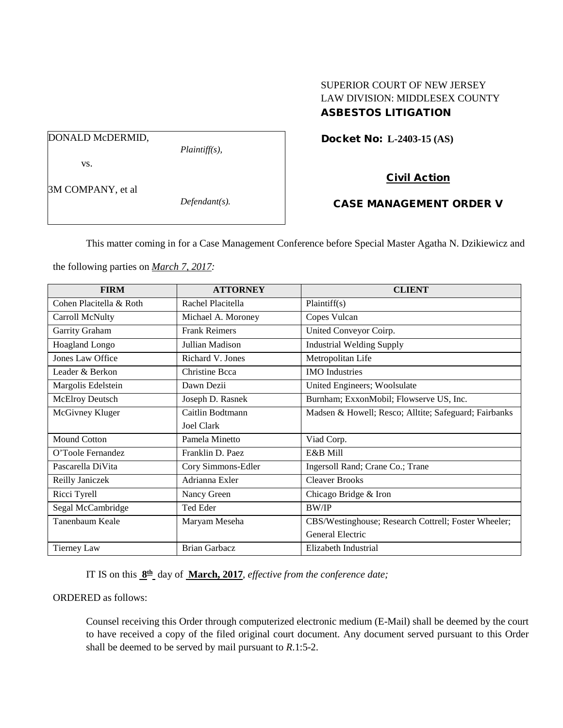SUPERIOR COURT OF NEW JERSEY
LAW DIVISION: MIDDLESEX COUNTY
**ASBESTOS LITIGATION**

DONALD McDERMID,

*Plaintiff(s),*

vs.

3M COMPANY, et al

*Defendant(s).*

**Docket No: L-2403-15 (AS)**

**Civil Action**

**CASE MANAGEMENT ORDER V**

This matter coming in for a Case Management Conference before Special Master Agatha N. Dzikiewicz and the following parties on *March 7, 2017:*

| FIRM | ATTORNEY | CLIENT |
|---|---|---|
| Cohen Placitella & Roth | Rachel Placitella | Plaintiff(s) |
| Carroll McNulty | Michael A. Moroney | Copes Vulcan |
| Garrity Graham | Frank Reimers | United Conveyor Coirp. |
| Hoagland Longo | Jullian Madison | Industrial Welding Supply |
| Jones Law Office | Richard V. Jones | Metropolitan Life |
| Leader & Berkon | Christine Bcca | IMO Industries |
| Margolis Edelstein | Dawn Dezii | United Engineers; Woolsulate |
| McElroy Deutsch | Joseph D. Rasnek | Burnham; ExxonMobil; Flowserve US, Inc. |
| McGivney Kluger | Caitlin Bodtmann<br>Joel Clark | Madsen & Howell; Resco; Alltite; Safeguard; Fairbanks |
| Mound Cotton | Pamela Minetto | Viad Corp. |
| O'Toole Fernandez | Franklin D. Paez | E&B Mill |
| Pascarella DiVita | Cory Simmons-Edler | Ingersoll Rand; Crane Co.; Trane |
| Reilly Janiczek | Adrianna Exler | Cleaver Brooks |
| Ricci Tyrell | Nancy Green | Chicago Bridge & Iron |
| Segal McCambridge | Ted Eder | BW/IP |
| Tanenbaum Keale | Maryam Meseha | CBS/Westinghouse; Research Cottrell; Foster Wheeler; General Electric |
| Tierney Law | Brian Garbacz | Elizabeth Industrial |

IT IS on this **8th** day of **March, 2017**, *effective from the conference date;*

ORDERED as follows:

Counsel receiving this Order through computerized electronic medium (E-Mail) shall be deemed by the court to have received a copy of the filed original court document. Any document served pursuant to this Order shall be deemed to be served by mail pursuant to *R*.1:5-2.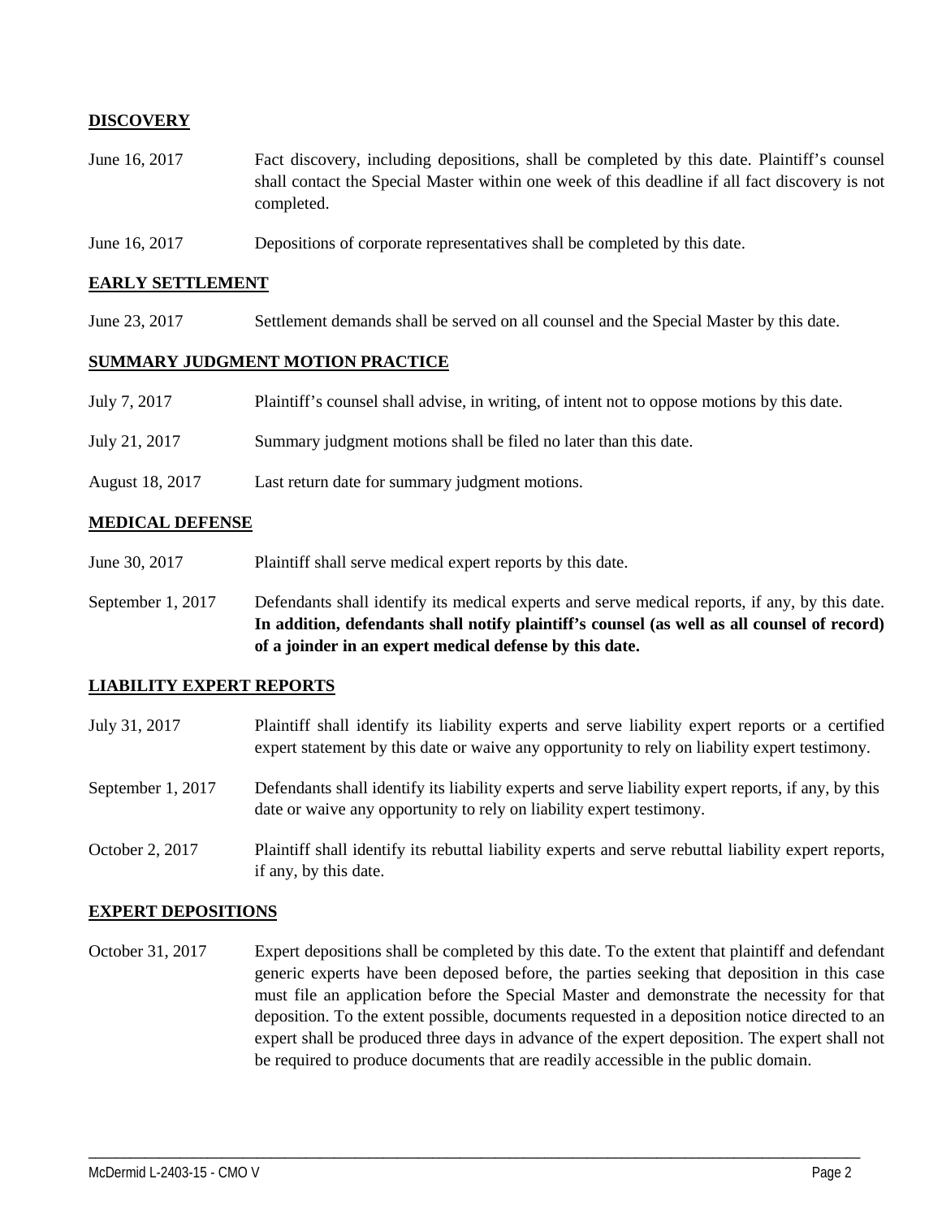## DISCOVERY

June 16, 2017 — Fact discovery, including depositions, shall be completed by this date. Plaintiff's counsel shall contact the Special Master within one week of this deadline if all fact discovery is not completed.

June 16, 2017 — Depositions of corporate representatives shall be completed by this date.

## EARLY SETTLEMENT

June 23, 2017 — Settlement demands shall be served on all counsel and the Special Master by this date.

## SUMMARY JUDGMENT MOTION PRACTICE

July 7, 2017 — Plaintiff's counsel shall advise, in writing, of intent not to oppose motions by this date.

July 21, 2017 — Summary judgment motions shall be filed no later than this date.

August 18, 2017 — Last return date for summary judgment motions.

## MEDICAL DEFENSE

June 30, 2017 — Plaintiff shall serve medical expert reports by this date.

September 1, 2017 — Defendants shall identify its medical experts and serve medical reports, if any, by this date. **In addition, defendants shall notify plaintiff's counsel (as well as all counsel of record) of a joinder in an expert medical defense by this date.**

## LIABILITY EXPERT REPORTS

July 31, 2017 — Plaintiff shall identify its liability experts and serve liability expert reports or a certified expert statement by this date or waive any opportunity to rely on liability expert testimony.

September 1, 2017 — Defendants shall identify its liability experts and serve liability expert reports, if any, by this date or waive any opportunity to rely on liability expert testimony.

October 2, 2017 — Plaintiff shall identify its rebuttal liability experts and serve rebuttal liability expert reports, if any, by this date.

## EXPERT DEPOSITIONS

October 31, 2017 — Expert depositions shall be completed by this date. To the extent that plaintiff and defendant generic experts have been deposed before, the parties seeking that deposition in this case must file an application before the Special Master and demonstrate the necessity for that deposition. To the extent possible, documents requested in a deposition notice directed to an expert shall be produced three days in advance of the expert deposition. The expert shall not be required to produce documents that are readily accessible in the public domain.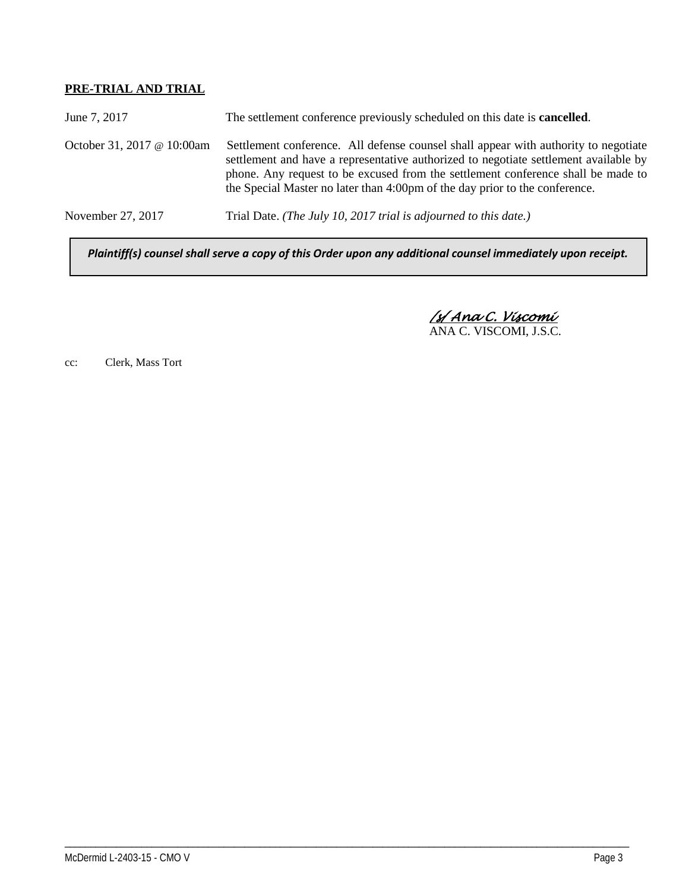**PRE-TRIAL AND TRIAL**

| | |
|---|---|
| June 7, 2017 | The settlement conference previously scheduled on this date is **cancelled**. |
| October 31, 2017 @ 10:00am | Settlement conference. All defense counsel shall appear with authority to negotiate settlement and have a representative authorized to negotiate settlement available by phone. Any request to be excused from the settlement conference shall be made to the Special Master no later than 4:00pm of the day prior to the conference. |
| November 27, 2017 | Trial Date. *(The July 10, 2017 trial is adjourned to this date.)* |

***Plaintiff(s) counsel shall serve a copy of this Order upon any additional counsel immediately upon receipt.***

/s/ Ana C. Viscomi
ANA C. VISCOMI, J.S.C.

cc: Clerk, Mass Tort

McDermid L-2403-15 - CMO V